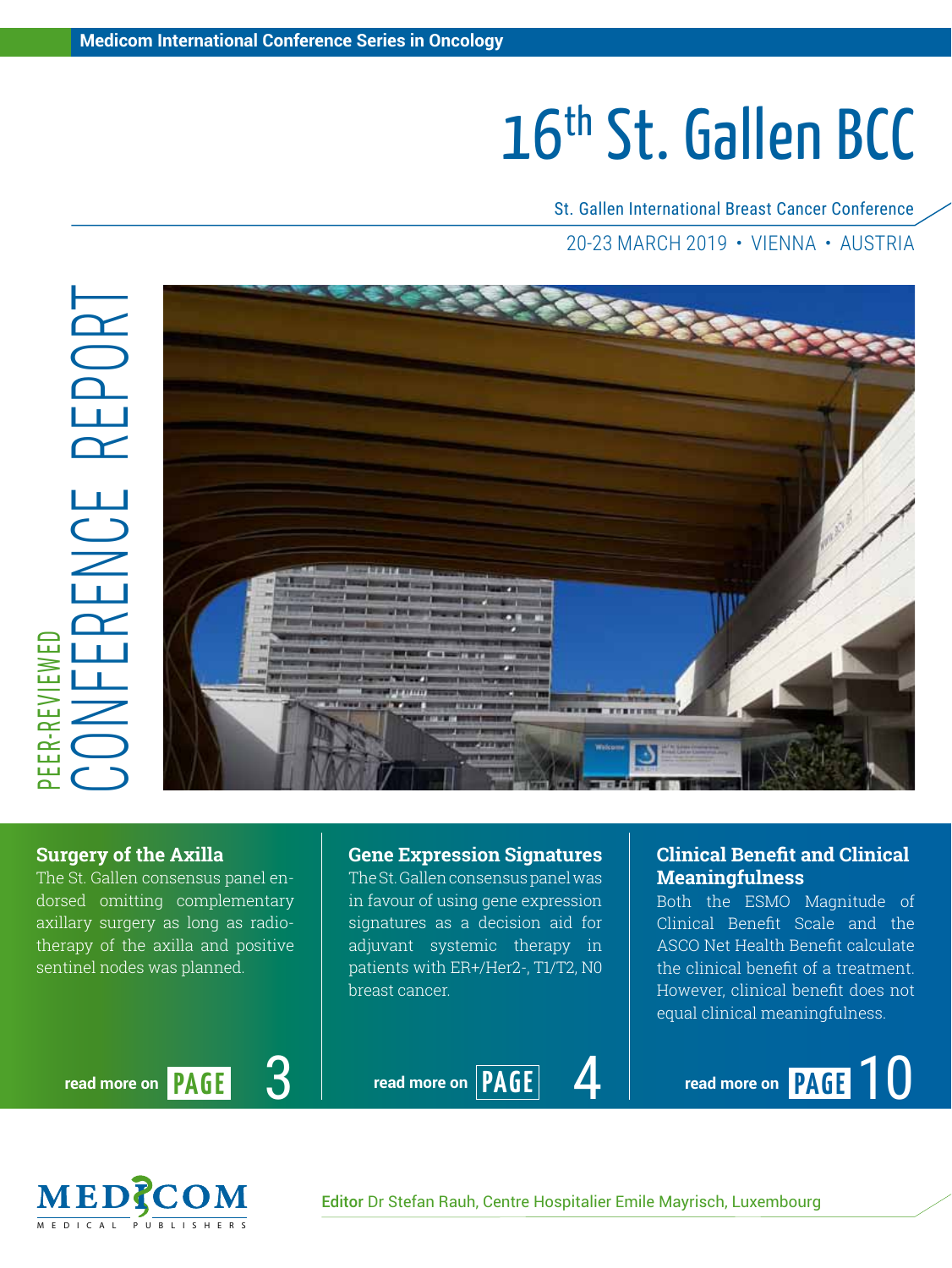Medicom International Conference Series in Oncology

# 16th St. Gallen BCC

St. Gallen International Breast Cancer Conference

20-23 MARCH 2019 • VIENNA • AUSTRIA

PEER-REVIEWED CONFERENCE REPORT

## Surgery of the Axilla

The St. Gallen consensus panel endorsed omitting complementary axillary surgery as long as radiotherapy of the axilla and positive sentinel nodes was planned.

read more on PAGE 3

## Gene Expression Signatures

The St. Gallen consensus panel was in favour of using gene expression signatures as a decision aid for adjuvant systemic therapy in patients with ER+/Her2-, T1/T2, N0 breast cancer.

read more on PAGE 4

## Clinical Benefit and Clinical Meaningfulness

Both the ESMO Magnitude of Clinical Benefit Scale and the ASCO Net Health Benefit calculate the clinical benefit of a treatment. However, clinical benefit does not equal clinical meaningfulness.

read more on PAGE 10

MEDICOM MEDICAL PUBLISHERS

**Editor** Dr Stefan Rauh, Centre Hospitalier Emile Mayrisch, Luxembourg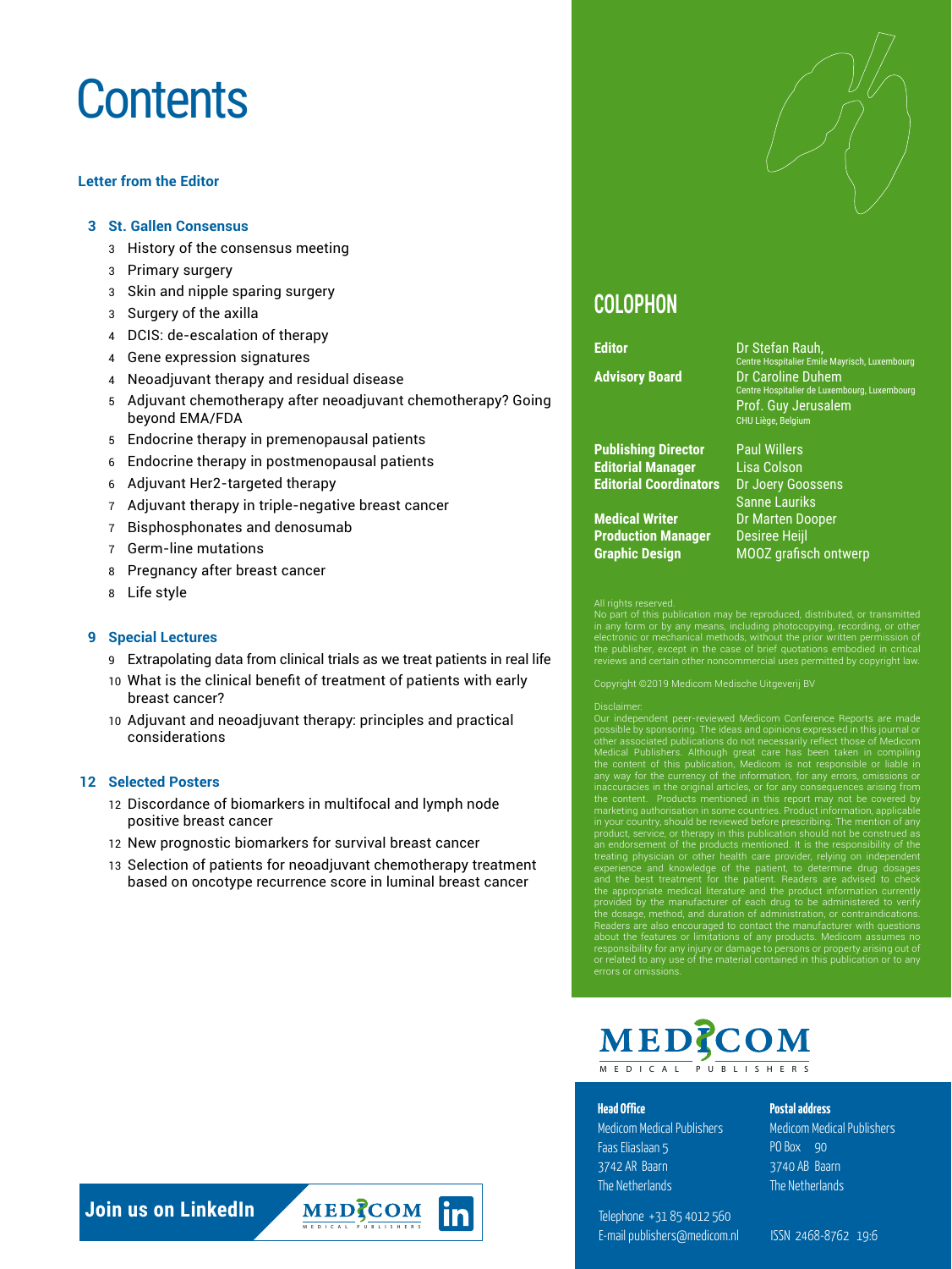# Contents

**Letter from the Editor**

**3 St. Gallen Consensus**

- 3 History of the consensus meeting
- 3 Primary surgery
- 3 Skin and nipple sparing surgery
- 3 Surgery of the axilla
- 4 DCIS: de-escalation of therapy
- 4 Gene expression signatures
- 4 Neoadjuvant therapy and residual disease
- 5 Adjuvant chemotherapy after neoadjuvant chemotherapy? Going beyond EMA/FDA
- 5 Endocrine therapy in premenopausal patients
- 6 Endocrine therapy in postmenopausal patients
- 6 Adjuvant Her2-targeted therapy
- 7 Adjuvant therapy in triple-negative breast cancer
- 7 Bisphosphonates and denosumab
- 7 Germ-line mutations
- 8 Pregnancy after breast cancer
- 8 Life style

**9 Special Lectures**

- 9 Extrapolating data from clinical trials as we treat patients in real life
- 10 What is the clinical benefit of treatment of patients with early breast cancer?
- 10 Adjuvant and neoadjuvant therapy: principles and practical considerations

**12 Selected Posters**

- 12 Discordance of biomarkers in multifocal and lymph node positive breast cancer
- 12 New prognostic biomarkers for survival breast cancer
- 13 Selection of patients for neoadjuvant chemotherapy treatment based on oncotype recurrence score in luminal breast cancer

**Join us on LinkedIn**

## COLOPHON

| | |
|---|---|
| **Editor** | Dr Stefan Rauh, Centre Hospitalier Emile Mayrisch, Luxembourg |
| **Advisory Board** | Dr Caroline Duhem, Centre Hospitalier de Luxembourg, Luxembourg |
| | Prof. Guy Jerusalem, CHU Liège, Belgium |
| **Publishing Director** | Paul Willers |
| **Editorial Manager** | Lisa Colson |
| **Editorial Coordinators** | Dr Joery Goossens |
| | Sanne Lauriks |
| **Medical Writer** | Dr Marten Dooper |
| **Production Manager** | Desiree Heijl |
| **Graphic Design** | MOOZ grafisch ontwerp |

All rights reserved.
No part of this publication may be reproduced, distributed, or transmitted in any form or by any means, including photocopying, recording, or other electronic or mechanical methods, without the prior written permission of the publisher, except in the case of brief quotations embodied in critical reviews and certain other noncommercial uses permitted by copyright law.

Copyright ©2019 Medicom Medische Uitgeverij BV

Disclaimer:
Our independent peer-reviewed Medicom Conference Reports are made possible by sponsoring. The ideas and opinions expressed in this journal or other associated publications do not necessarily reflect those of Medicom Medical Publishers. Although great care has been taken in compiling the content of this publication, Medicom is not responsible or liable in any way for the currency of the information, for any errors, omissions or inaccuracies in the original articles, or for any consequences arising from the content. Products mentioned in this report may not be covered by marketing authorisation in some countries. Product information, applicable in your country, should be reviewed before prescribing. The mention of any product, service, or therapy in this publication should not be construed as an endorsement of the products mentioned. It is the responsibility of the treating physician or other health care provider, relying on independent experience and knowledge of the patient, to determine drug dosages and the best treatment for the patient. Readers are advised to check the appropriate medical literature and the product information currently provided by the manufacturer of each drug to be administered to verify the dosage, method, and duration of administration, or contraindications. Readers are also encouraged to contact the manufacturer with questions about the features or limitations of any products. Medicom assumes no responsibility for any injury or damage to persons or property arising out of or related to any use of the material contained in this publication or to any errors or omissions.

MEDICOM MEDICAL PUBLISHERS

**Head Office**
Medicom Medical Publishers
Faas Eliaslaan 5
3742 AR Baarn
The Netherlands

**Postal address**
Medicom Medical Publishers
PO Box 90
3740 AB Baarn
The Netherlands

Telephone +31 85 4012 560
E-mail publishers@medicom.nl

ISSN 2468-8762 19:6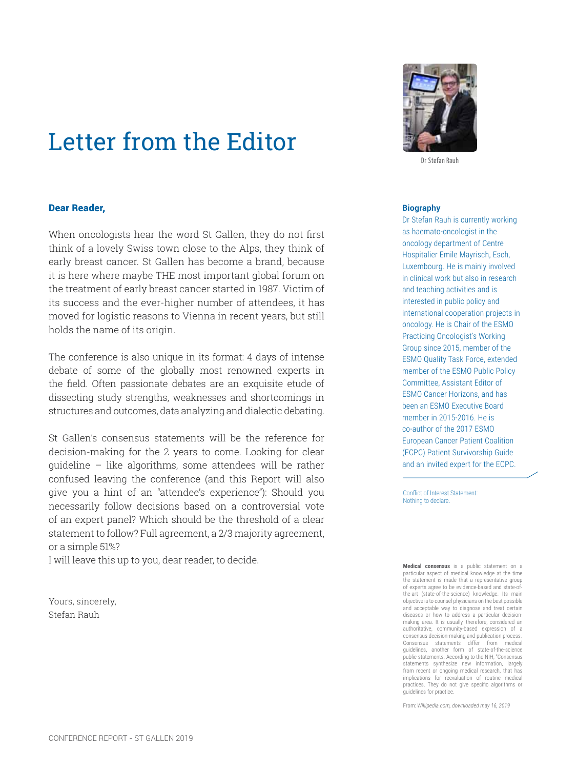# Letter from the Editor

Dr Stefan Rauh

**Dear Reader,**

When oncologists hear the word St Gallen, they do not first think of a lovely Swiss town close to the Alps, they think of early breast cancer. St Gallen has become a brand, because it is here where maybe THE most important global forum on the treatment of early breast cancer started in 1987. Victim of its success and the ever-higher number of attendees, it has moved for logistic reasons to Vienna in recent years, but still holds the name of its origin.

The conference is also unique in its format: 4 days of intense debate of some of the globally most renowned experts in the field. Often passionate debates are an exquisite etude of dissecting study strengths, weaknesses and shortcomings in structures and outcomes, data analyzing and dialectic debating.

St Gallen's consensus statements will be the reference for decision-making for the 2 years to come. Looking for clear guideline – like algorithms, some attendees will be rather confused leaving the conference (and this Report will also give you a hint of an "attendee's experience"): Should you necessarily follow decisions based on a controversial vote of an expert panel? Which should be the threshold of a clear statement to follow? Full agreement, a 2/3 majority agreement, or a simple 51%?
I will leave this up to you, dear reader, to decide.

Yours, sincerely,
Stefan Rauh

**Biography**

Dr Stefan Rauh is currently working as haemato-oncologist in the oncology department of Centre Hospitalier Emile Mayrisch, Esch, Luxembourg. He is mainly involved in clinical work but also in research and teaching activities and is interested in public policy and international cooperation projects in oncology. He is Chair of the ESMO Practicing Oncologist's Working Group since 2015, member of the ESMO Quality Task Force, extended member of the ESMO Public Policy Committee, Assistant Editor of ESMO Cancer Horizons, and has been an ESMO Executive Board member in 2015-2016. He is co-author of the 2017 ESMO European Cancer Patient Coalition (ECPC) Patient Survivorship Guide and an invited expert for the ECPC.

Conflict of Interest Statement:
Nothing to declare.

**Medical consensus** is a public statement on a particular aspect of medical knowledge at the time the statement is made that a representative group of experts agree to be evidence-based and state-of-the-art (state-of-the-science) knowledge. Its main objective is to counsel physicians on the best possible and acceptable way to diagnose and treat certain diseases or how to address a particular decision-making area. It is usually, therefore, considered an authoritative, community-based expression of a consensus decision-making and publication process. Consensus statements differ from medical guidelines, another form of state-of-the-science public statements. According to the NIH, "Consensus statements synthesize new information, largely from recent or ongoing medical research, that has implications for reevaluation of routine medical practices. They do not give specific algorithms or guidelines for practice.

From: *Wikipedia.com, downloaded may 16, 2019*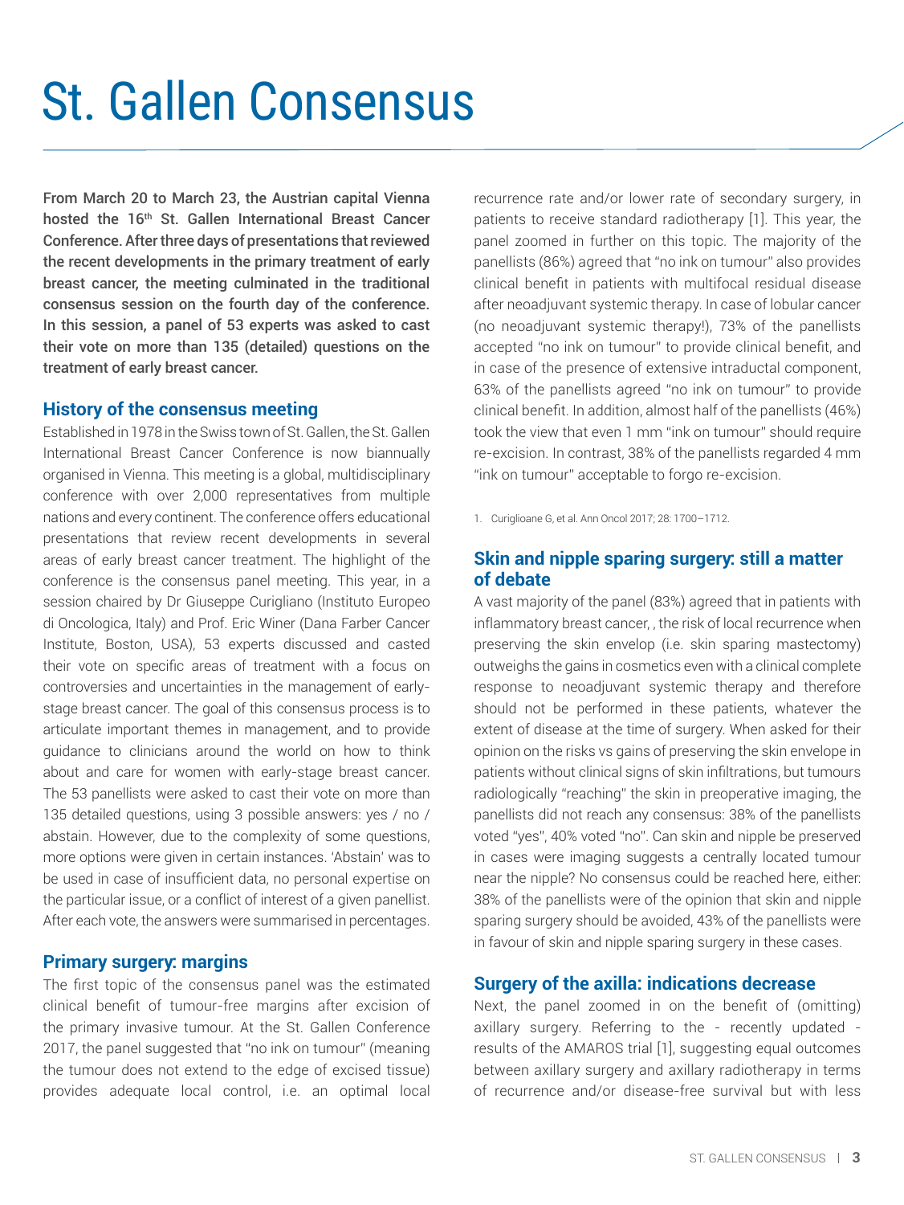# St. Gallen Consensus

**From March 20 to March 23, the Austrian capital Vienna hosted the 16th St. Gallen International Breast Cancer Conference. After three days of presentations that reviewed the recent developments in the primary treatment of early breast cancer, the meeting culminated in the traditional consensus session on the fourth day of the conference. In this session, a panel of 53 experts was asked to cast their vote on more than 135 (detailed) questions on the treatment of early breast cancer.**

## History of the consensus meeting

Established in 1978 in the Swiss town of St. Gallen, the St. Gallen International Breast Cancer Conference is now biannually organised in Vienna. This meeting is a global, multidisciplinary conference with over 2,000 representatives from multiple nations and every continent. The conference offers educational presentations that review recent developments in several areas of early breast cancer treatment. The highlight of the conference is the consensus panel meeting. This year, in a session chaired by Dr Giuseppe Curigliano (Instituto Europeo di Oncologica, Italy) and Prof. Eric Winer (Dana Farber Cancer Institute, Boston, USA), 53 experts discussed and casted their vote on specific areas of treatment with a focus on controversies and uncertainties in the management of early-stage breast cancer. The goal of this consensus process is to articulate important themes in management, and to provide guidance to clinicians around the world on how to think about and care for women with early-stage breast cancer. The 53 panellists were asked to cast their vote on more than 135 detailed questions, using 3 possible answers: yes / no / abstain. However, due to the complexity of some questions, more options were given in certain instances. 'Abstain' was to be used in case of insufficient data, no personal expertise on the particular issue, or a conflict of interest of a given panellist. After each vote, the answers were summarised in percentages.

## Primary surgery: margins

The first topic of the consensus panel was the estimated clinical benefit of tumour-free margins after excision of the primary invasive tumour. At the St. Gallen Conference 2017, the panel suggested that "no ink on tumour" (meaning the tumour does not extend to the edge of excised tissue) provides adequate local control, i.e. an optimal local recurrence rate and/or lower rate of secondary surgery, in patients to receive standard radiotherapy [1]. This year, the panel zoomed in further on this topic. The majority of the panellists (86%) agreed that "no ink on tumour" also provides clinical benefit in patients with multifocal residual disease after neoadjuvant systemic therapy. In case of lobular cancer (no neoadjuvant systemic therapy!), 73% of the panellists accepted "no ink on tumour" to provide clinical benefit, and in case of the presence of extensive intraductal component, 63% of the panellists agreed "no ink on tumour" to provide clinical benefit. In addition, almost half of the panellists (46%) took the view that even 1 mm "ink on tumour" should require re-excision. In contrast, 38% of the panellists regarded 4 mm "ink on tumour" acceptable to forgo re-excision.

1. Curiglioane G, et al. Ann Oncol 2017; 28: 1700–1712.

## Skin and nipple sparing surgery: still a matter of debate

A vast majority of the panel (83%) agreed that in patients with inflammatory breast cancer, , the risk of local recurrence when preserving the skin envelop (i.e. skin sparing mastectomy) outweighs the gains in cosmetics even with a clinical complete response to neoadjuvant systemic therapy and therefore should not be performed in these patients, whatever the extent of disease at the time of surgery. When asked for their opinion on the risks vs gains of preserving the skin envelope in patients without clinical signs of skin infiltrations, but tumours radiologically "reaching" the skin in preoperative imaging, the panellists did not reach any consensus: 38% of the panellists voted "yes", 40% voted "no". Can skin and nipple be preserved in cases were imaging suggests a centrally located tumour near the nipple? No consensus could be reached here, either: 38% of the panellists were of the opinion that skin and nipple sparing surgery should be avoided, 43% of the panellists were in favour of skin and nipple sparing surgery in these cases.

## Surgery of the axilla: indications decrease

Next, the panel zoomed in on the benefit of (omitting) axillary surgery. Referring to the - recently updated - results of the AMAROS trial [1], suggesting equal outcomes between axillary surgery and axillary radiotherapy in terms of recurrence and/or disease-free survival but with less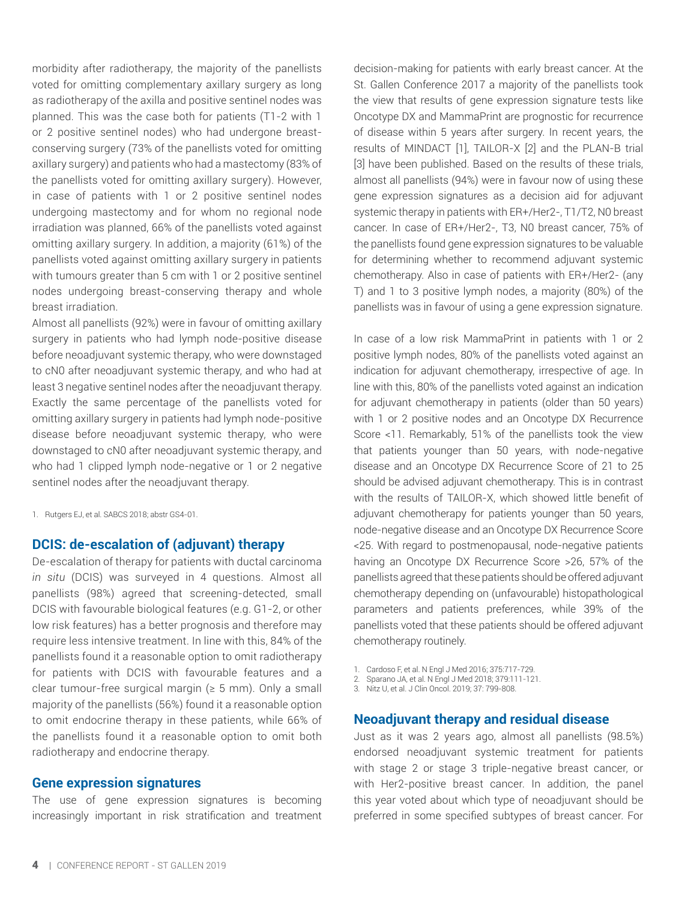morbidity after radiotherapy, the majority of the panellists voted for omitting complementary axillary surgery as long as radiotherapy of the axilla and positive sentinel nodes was planned. This was the case both for patients (T1-2 with 1 or 2 positive sentinel nodes) who had undergone breast-conserving surgery (73% of the panellists voted for omitting axillary surgery) and patients who had a mastectomy (83% of the panellists voted for omitting axillary surgery). However, in case of patients with 1 or 2 positive sentinel nodes undergoing mastectomy and for whom no regional node irradiation was planned, 66% of the panellists voted against omitting axillary surgery. In addition, a majority (61%) of the panellists voted against omitting axillary surgery in patients with tumours greater than 5 cm with 1 or 2 positive sentinel nodes undergoing breast-conserving therapy and whole breast irradiation.

Almost all panellists (92%) were in favour of omitting axillary surgery in patients who had lymph node-positive disease before neoadjuvant systemic therapy, who were downstaged to cN0 after neoadjuvant systemic therapy, and who had at least 3 negative sentinel nodes after the neoadjuvant therapy. Exactly the same percentage of the panellists voted for omitting axillary surgery in patients had lymph node-positive disease before neoadjuvant systemic therapy, who were downstaged to cN0 after neoadjuvant systemic therapy, and who had 1 clipped lymph node-negative or 1 or 2 negative sentinel nodes after the neoadjuvant therapy.

1. Rutgers EJ, et al. SABCS 2018; abstr GS4-01.

## DCIS: de-escalation of (adjuvant) therapy

De-escalation of therapy for patients with ductal carcinoma *in situ* (DCIS) was surveyed in 4 questions. Almost all panellists (98%) agreed that screening-detected, small DCIS with favourable biological features (e.g. G1-2, or other low risk features) has a better prognosis and therefore may require less intensive treatment. In line with this, 84% of the panellists found it a reasonable option to omit radiotherapy for patients with DCIS with favourable features and a clear tumour-free surgical margin (≥ 5 mm). Only a small majority of the panellists (56%) found it a reasonable option to omit endocrine therapy in these patients, while 66% of the panellists found it a reasonable option to omit both radiotherapy and endocrine therapy.

## Gene expression signatures

The use of gene expression signatures is becoming increasingly important in risk stratification and treatment decision-making for patients with early breast cancer. At the St. Gallen Conference 2017 a majority of the panellists took the view that results of gene expression signature tests like Oncotype DX and MammaPrint are prognostic for recurrence of disease within 5 years after surgery. In recent years, the results of MINDACT [1], TAILOR-X [2] and the PLAN-B trial [3] have been published. Based on the results of these trials, almost all panellists (94%) were in favour now of using these gene expression signatures as a decision aid for adjuvant systemic therapy in patients with ER+/Her2-, T1/T2, N0 breast cancer. In case of ER+/Her2-, T3, N0 breast cancer, 75% of the panellists found gene expression signatures to be valuable for determining whether to recommend adjuvant systemic chemotherapy. Also in case of patients with ER+/Her2- (any T) and 1 to 3 positive lymph nodes, a majority (80%) of the panellists was in favour of using a gene expression signature.

In case of a low risk MammaPrint in patients with 1 or 2 positive lymph nodes, 80% of the panellists voted against an indication for adjuvant chemotherapy, irrespective of age. In line with this, 80% of the panellists voted against an indication for adjuvant chemotherapy in patients (older than 50 years) with 1 or 2 positive nodes and an Oncotype DX Recurrence Score <11. Remarkably, 51% of the panellists took the view that patients younger than 50 years, with node-negative disease and an Oncotype DX Recurrence Score of 21 to 25 should be advised adjuvant chemotherapy. This is in contrast with the results of TAILOR-X, which showed little benefit of adjuvant chemotherapy for patients younger than 50 years, node-negative disease and an Oncotype DX Recurrence Score <25. With regard to postmenopausal, node-negative patients having an Oncotype DX Recurrence Score >26, 57% of the panellists agreed that these patients should be offered adjuvant chemotherapy depending on (unfavourable) histopathological parameters and patients preferences, while 39% of the panellists voted that these patients should be offered adjuvant chemotherapy routinely.

1. Cardoso F, et al. N Engl J Med 2016; 375:717-729.
2. Sparano JA, et al. N Engl J Med 2018; 379:111-121.
3. Nitz U, et al. J Clin Oncol. 2019; 37: 799-808.

## Neoadjuvant therapy and residual disease

Just as it was 2 years ago, almost all panellists (98.5%) endorsed neoadjuvant systemic treatment for patients with stage 2 or stage 3 triple-negative breast cancer, or with Her2-positive breast cancer. In addition, the panel this year voted about which type of neoadjuvant should be preferred in some specified subtypes of breast cancer. For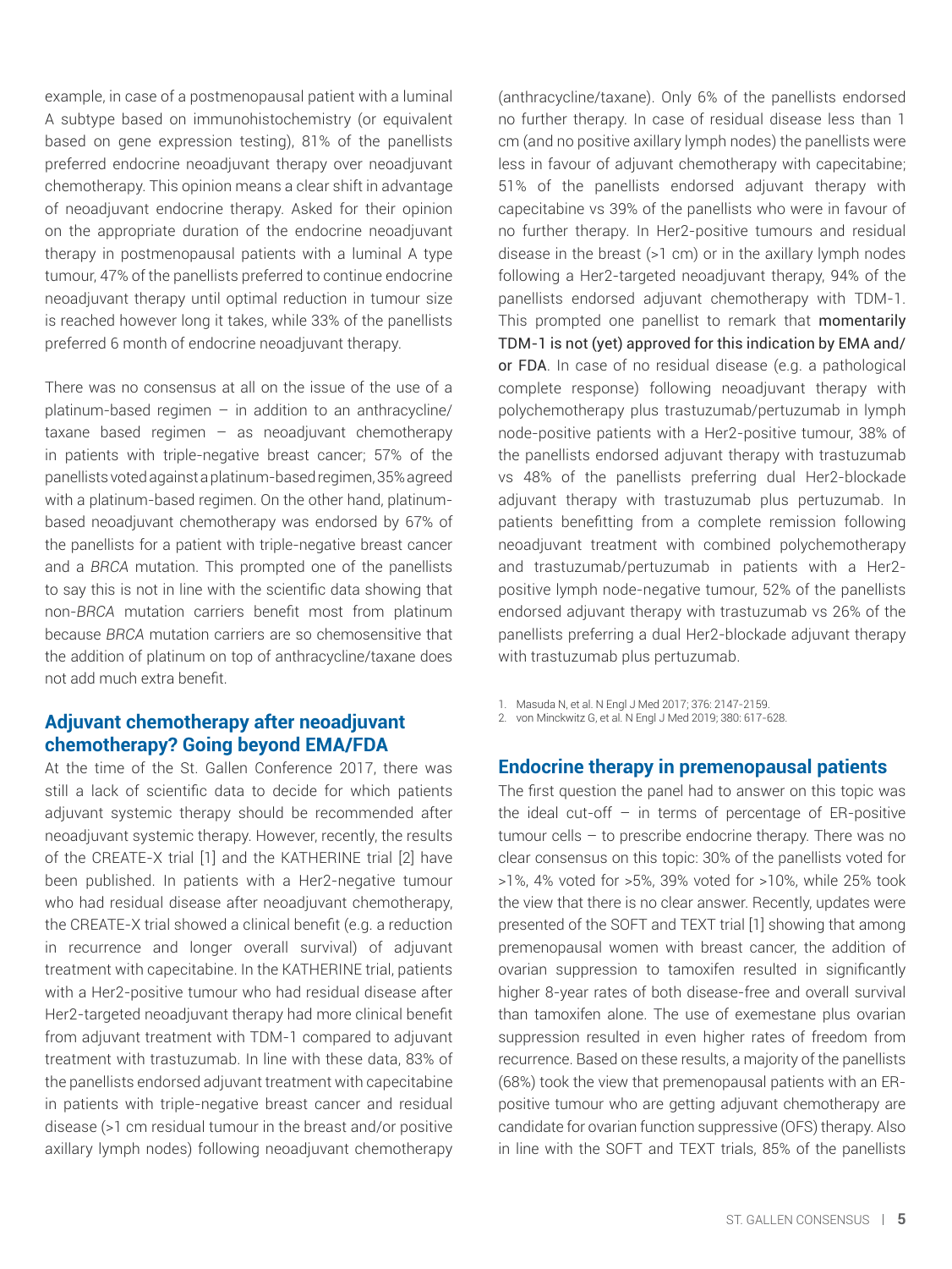example, in case of a postmenopausal patient with a luminal A subtype based on immunohistochemistry (or equivalent based on gene expression testing), 81% of the panellists preferred endocrine neoadjuvant therapy over neoadjuvant chemotherapy. This opinion means a clear shift in advantage of neoadjuvant endocrine therapy. Asked for their opinion on the appropriate duration of the endocrine neoadjuvant therapy in postmenopausal patients with a luminal A type tumour, 47% of the panellists preferred to continue endocrine neoadjuvant therapy until optimal reduction in tumour size is reached however long it takes, while 33% of the panellists preferred 6 month of endocrine neoadjuvant therapy.

There was no consensus at all on the issue of the use of a platinum-based regimen – in addition to an anthracycline/taxane based regimen – as neoadjuvant chemotherapy in patients with triple-negative breast cancer; 57% of the panellists voted against a platinum-based regimen, 35% agreed with a platinum-based regimen. On the other hand, platinum-based neoadjuvant chemotherapy was endorsed by 67% of the panellists for a patient with triple-negative breast cancer and a *BRCA* mutation. This prompted one of the panellists to say this is not in line with the scientific data showing that non-*BRCA* mutation carriers benefit most from platinum because *BRCA* mutation carriers are so chemosensitive that the addition of platinum on top of anthracycline/taxane does not add much extra benefit.

## Adjuvant chemotherapy after neoadjuvant chemotherapy? Going beyond EMA/FDA

At the time of the St. Gallen Conference 2017, there was still a lack of scientific data to decide for which patients adjuvant systemic therapy should be recommended after neoadjuvant systemic therapy. However, recently, the results of the CREATE-X trial [1] and the KATHERINE trial [2] have been published. In patients with a Her2-negative tumour who had residual disease after neoadjuvant chemotherapy, the CREATE-X trial showed a clinical benefit (e.g. a reduction in recurrence and longer overall survival) of adjuvant treatment with capecitabine. In the KATHERINE trial, patients with a Her2-positive tumour who had residual disease after Her2-targeted neoadjuvant therapy had more clinical benefit from adjuvant treatment with TDM-1 compared to adjuvant treatment with trastuzumab. In line with these data, 83% of the panellists endorsed adjuvant treatment with capecitabine in patients with triple-negative breast cancer and residual disease (>1 cm residual tumour in the breast and/or positive axillary lymph nodes) following neoadjuvant chemotherapy (anthracycline/taxane). Only 6% of the panellists endorsed no further therapy. In case of residual disease less than 1 cm (and no positive axillary lymph nodes) the panellists were less in favour of adjuvant chemotherapy with capecitabine; 51% of the panellists endorsed adjuvant therapy with capecitabine vs 39% of the panellists who were in favour of no further therapy. In Her2-positive tumours and residual disease in the breast (>1 cm) or in the axillary lymph nodes following a Her2-targeted neoadjuvant therapy, 94% of the panellists endorsed adjuvant chemotherapy with TDM-1. This prompted one panellist to remark that momentarily TDM-1 is not (yet) approved for this indication by EMA and/or FDA. In case of no residual disease (e.g. a pathological complete response) following neoadjuvant therapy with polychemotherapy plus trastuzumab/pertuzumab in lymph node-positive patients with a Her2-positive tumour, 38% of the panellists endorsed adjuvant therapy with trastuzumab vs 48% of the panellists preferring dual Her2-blockade adjuvant therapy with trastuzumab plus pertuzumab. In patients benefitting from a complete remission following neoadjuvant treatment with combined polychemotherapy and trastuzumab/pertuzumab in patients with a Her2-positive lymph node-negative tumour, 52% of the panellists endorsed adjuvant therapy with trastuzumab vs 26% of the panellists preferring a dual Her2-blockade adjuvant therapy with trastuzumab plus pertuzumab.

1. Masuda N, et al. N Engl J Med 2017; 376: 2147-2159.
2. von Minckwitz G, et al. N Engl J Med 2019; 380: 617-628.

## Endocrine therapy in premenopausal patients

The first question the panel had to answer on this topic was the ideal cut-off – in terms of percentage of ER-positive tumour cells – to prescribe endocrine therapy. There was no clear consensus on this topic: 30% of the panellists voted for >1%, 4% voted for >5%, 39% voted for >10%, while 25% took the view that there is no clear answer. Recently, updates were presented of the SOFT and TEXT trial [1] showing that among premenopausal women with breast cancer, the addition of ovarian suppression to tamoxifen resulted in significantly higher 8-year rates of both disease-free and overall survival than tamoxifen alone. The use of exemestane plus ovarian suppression resulted in even higher rates of freedom from recurrence. Based on these results, a majority of the panellists (68%) took the view that premenopausal patients with an ER-positive tumour who are getting adjuvant chemotherapy are candidate for ovarian function suppressive (OFS) therapy. Also in line with the SOFT and TEXT trials, 85% of the panellists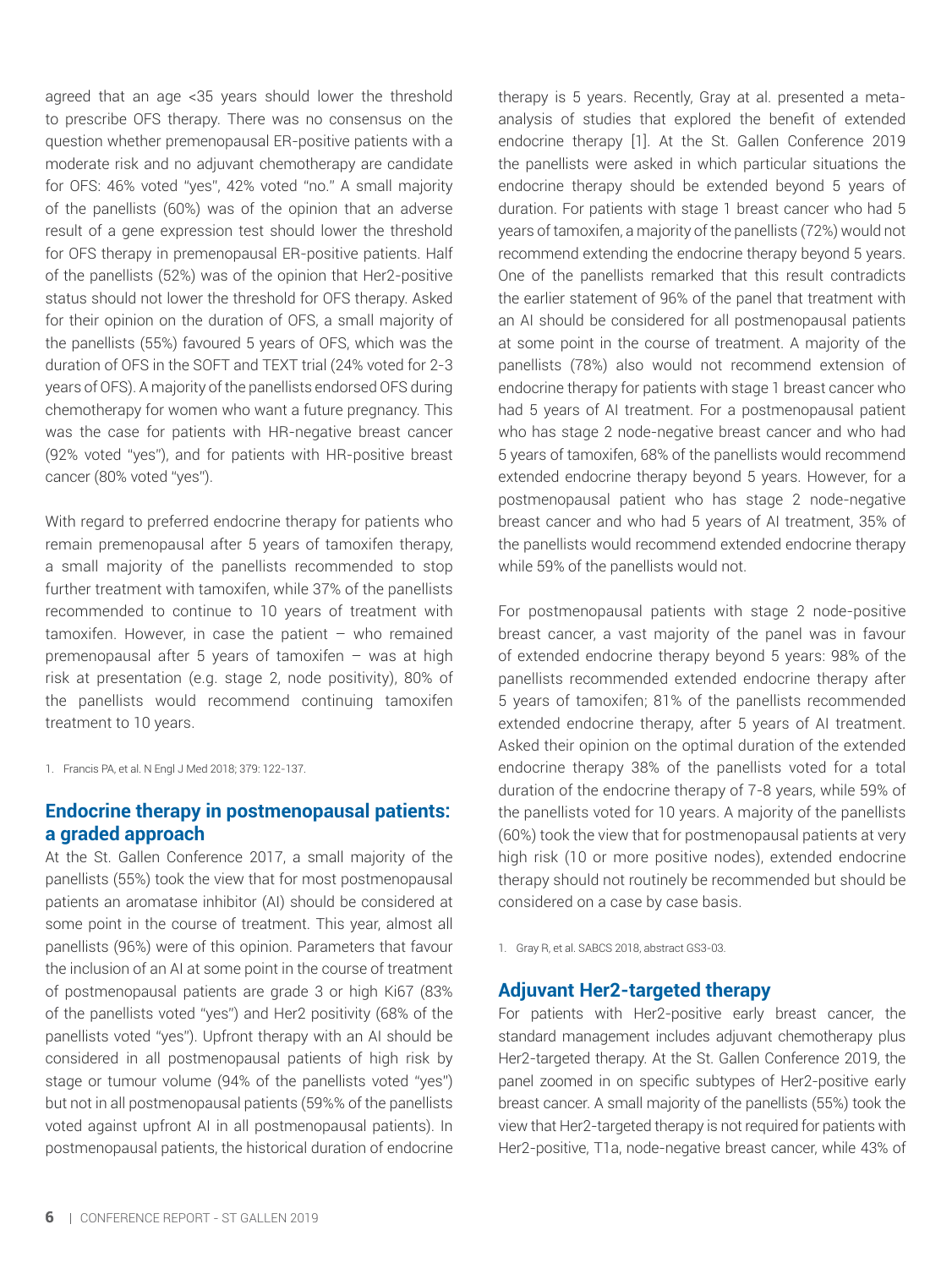agreed that an age <35 years should lower the threshold to prescribe OFS therapy. There was no consensus on the question whether premenopausal ER-positive patients with a moderate risk and no adjuvant chemotherapy are candidate for OFS: 46% voted "yes", 42% voted "no." A small majority of the panellists (60%) was of the opinion that an adverse result of a gene expression test should lower the threshold for OFS therapy in premenopausal ER-positive patients. Half of the panellists (52%) was of the opinion that Her2-positive status should not lower the threshold for OFS therapy. Asked for their opinion on the duration of OFS, a small majority of the panellists (55%) favoured 5 years of OFS, which was the duration of OFS in the SOFT and TEXT trial (24% voted for 2-3 years of OFS). A majority of the panellists endorsed OFS during chemotherapy for women who want a future pregnancy. This was the case for patients with HR-negative breast cancer (92% voted "yes"), and for patients with HR-positive breast cancer (80% voted "yes").

With regard to preferred endocrine therapy for patients who remain premenopausal after 5 years of tamoxifen therapy, a small majority of the panellists recommended to stop further treatment with tamoxifen, while 37% of the panellists recommended to continue to 10 years of treatment with tamoxifen. However, in case the patient – who remained premenopausal after 5 years of tamoxifen – was at high risk at presentation (e.g. stage 2, node positivity), 80% of the panellists would recommend continuing tamoxifen treatment to 10 years.

1. Francis PA, et al. N Engl J Med 2018; 379: 122-137.

## Endocrine therapy in postmenopausal patients: a graded approach

At the St. Gallen Conference 2017, a small majority of the panellists (55%) took the view that for most postmenopausal patients an aromatase inhibitor (AI) should be considered at some point in the course of treatment. This year, almost all panellists (96%) were of this opinion. Parameters that favour the inclusion of an AI at some point in the course of treatment of postmenopausal patients are grade 3 or high Ki67 (83% of the panellists voted "yes") and Her2 positivity (68% of the panellists voted "yes"). Upfront therapy with an AI should be considered in all postmenopausal patients of high risk by stage or tumour volume (94% of the panellists voted "yes") but not in all postmenopausal patients (59%% of the panellists voted against upfront AI in all postmenopausal patients). In postmenopausal patients, the historical duration of endocrine therapy is 5 years. Recently, Gray at al. presented a meta-analysis of studies that explored the benefit of extended endocrine therapy [1]. At the St. Gallen Conference 2019 the panellists were asked in which particular situations the endocrine therapy should be extended beyond 5 years of duration. For patients with stage 1 breast cancer who had 5 years of tamoxifen, a majority of the panellists (72%) would not recommend extending the endocrine therapy beyond 5 years. One of the panellists remarked that this result contradicts the earlier statement of 96% of the panel that treatment with an AI should be considered for all postmenopausal patients at some point in the course of treatment. A majority of the panellists (78%) also would not recommend extension of endocrine therapy for patients with stage 1 breast cancer who had 5 years of AI treatment. For a postmenopausal patient who has stage 2 node-negative breast cancer and who had 5 years of tamoxifen, 68% of the panellists would recommend extended endocrine therapy beyond 5 years. However, for a postmenopausal patient who has stage 2 node-negative breast cancer and who had 5 years of AI treatment, 35% of the panellists would recommend extended endocrine therapy while 59% of the panellists would not.

For postmenopausal patients with stage 2 node-positive breast cancer, a vast majority of the panel was in favour of extended endocrine therapy beyond 5 years: 98% of the panellists recommended extended endocrine therapy after 5 years of tamoxifen; 81% of the panellists recommended extended endocrine therapy, after 5 years of AI treatment. Asked their opinion on the optimal duration of the extended endocrine therapy 38% of the panellists voted for a total duration of the endocrine therapy of 7-8 years, while 59% of the panellists voted for 10 years. A majority of the panellists (60%) took the view that for postmenopausal patients at very high risk (10 or more positive nodes), extended endocrine therapy should not routinely be recommended but should be considered on a case by case basis.

1. Gray R, et al. SABCS 2018, abstract GS3-03.

## Adjuvant Her2-targeted therapy

For patients with Her2-positive early breast cancer, the standard management includes adjuvant chemotherapy plus Her2-targeted therapy. At the St. Gallen Conference 2019, the panel zoomed in on specific subtypes of Her2-positive early breast cancer. A small majority of the panellists (55%) took the view that Her2-targeted therapy is not required for patients with Her2-positive, T1a, node-negative breast cancer, while 43% of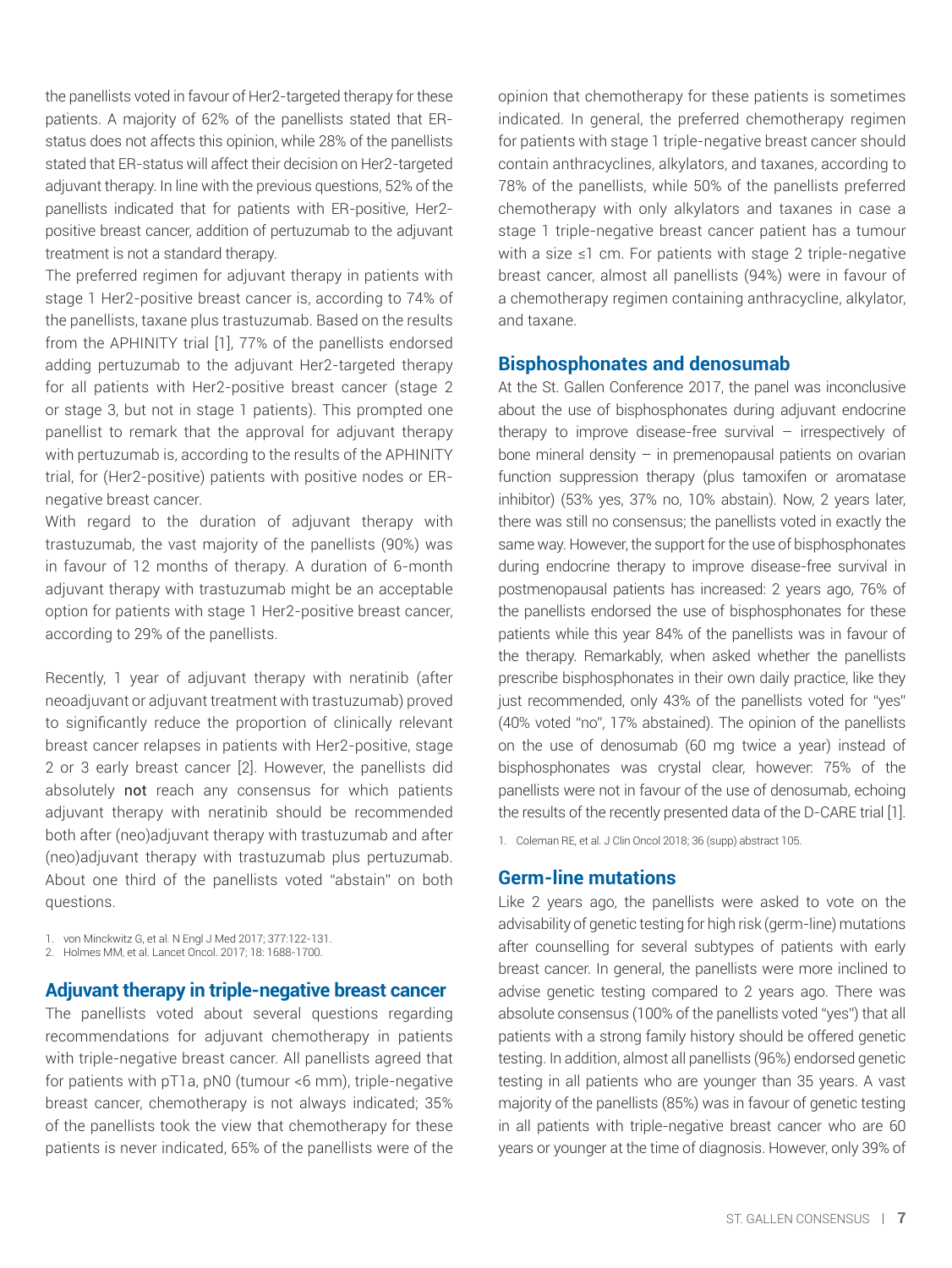the panellists voted in favour of Her2-targeted therapy for these patients. A majority of 62% of the panellists stated that ER-status does not affects this opinion, while 28% of the panellists stated that ER-status will affect their decision on Her2-targeted adjuvant therapy. In line with the previous questions, 52% of the panellists indicated that for patients with ER-positive, Her2-positive breast cancer, addition of pertuzumab to the adjuvant treatment is not a standard therapy.

The preferred regimen for adjuvant therapy in patients with stage 1 Her2-positive breast cancer is, according to 74% of the panellists, taxane plus trastuzumab. Based on the results from the APHINITY trial [1], 77% of the panellists endorsed adding pertuzumab to the adjuvant Her2-targeted therapy for all patients with Her2-positive breast cancer (stage 2 or stage 3, but not in stage 1 patients). This prompted one panellist to remark that the approval for adjuvant therapy with pertuzumab is, according to the results of the APHINITY trial, for (Her2-positive) patients with positive nodes or ER-negative breast cancer.

With regard to the duration of adjuvant therapy with trastuzumab, the vast majority of the panellists (90%) was in favour of 12 months of therapy. A duration of 6-month adjuvant therapy with trastuzumab might be an acceptable option for patients with stage 1 Her2-positive breast cancer, according to 29% of the panellists.

Recently, 1 year of adjuvant therapy with neratinib (after neoadjuvant or adjuvant treatment with trastuzumab) proved to significantly reduce the proportion of clinically relevant breast cancer relapses in patients with Her2-positive, stage 2 or 3 early breast cancer [2]. However, the panellists did absolutely **not** reach any consensus for which patients adjuvant therapy with neratinib should be recommended both after (neo)adjuvant therapy with trastuzumab and after (neo)adjuvant therapy with trastuzumab plus pertuzumab. About one third of the panellists voted "abstain" on both questions.

1. von Minckwitz G, et al. N Engl J Med 2017; 377:122-131.
2. Holmes MM, et al. Lancet Oncol. 2017; 18: 1688-1700.

## Adjuvant therapy in triple-negative breast cancer

The panellists voted about several questions regarding recommendations for adjuvant chemotherapy in patients with triple-negative breast cancer. All panellists agreed that for patients with pT1a, pN0 (tumour <6 mm), triple-negative breast cancer, chemotherapy is not always indicated; 35% of the panellists took the view that chemotherapy for these patients is never indicated, 65% of the panellists were of the opinion that chemotherapy for these patients is sometimes indicated. In general, the preferred chemotherapy regimen for patients with stage 1 triple-negative breast cancer should contain anthracyclines, alkylators, and taxanes, according to 78% of the panellists, while 50% of the panellists preferred chemotherapy with only alkylators and taxanes in case a stage 1 triple-negative breast cancer patient has a tumour with a size ≤1 cm. For patients with stage 2 triple-negative breast cancer, almost all panellists (94%) were in favour of a chemotherapy regimen containing anthracycline, alkylator, and taxane.

## Bisphosphonates and denosumab

At the St. Gallen Conference 2017, the panel was inconclusive about the use of bisphosphonates during adjuvant endocrine therapy to improve disease-free survival – irrespectively of bone mineral density – in premenopausal patients on ovarian function suppression therapy (plus tamoxifen or aromatase inhibitor) (53% yes, 37% no, 10% abstain). Now, 2 years later, there was still no consensus; the panellists voted in exactly the same way. However, the support for the use of bisphosphonates during endocrine therapy to improve disease-free survival in postmenopausal patients has increased: 2 years ago, 76% of the panellists endorsed the use of bisphosphonates for these patients while this year 84% of the panellists was in favour of the therapy. Remarkably, when asked whether the panellists prescribe bisphosphonates in their own daily practice, like they just recommended, only 43% of the panellists voted for "yes" (40% voted "no", 17% abstained). The opinion of the panellists on the use of denosumab (60 mg twice a year) instead of bisphosphonates was crystal clear, however: 75% of the panellists were not in favour of the use of denosumab, echoing the results of the recently presented data of the D-CARE trial [1].

1. Coleman RE, et al. J Clin Oncol 2018; 36 (supp) abstract 105.

## Germ-line mutations

Like 2 years ago, the panellists were asked to vote on the advisability of genetic testing for high risk (germ-line) mutations after counselling for several subtypes of patients with early breast cancer. In general, the panellists were more inclined to advise genetic testing compared to 2 years ago. There was absolute consensus (100% of the panellists voted "yes") that all patients with a strong family history should be offered genetic testing. In addition, almost all panellists (96%) endorsed genetic testing in all patients who are younger than 35 years. A vast majority of the panellists (85%) was in favour of genetic testing in all patients with triple-negative breast cancer who are 60 years or younger at the time of diagnosis. However, only 39% of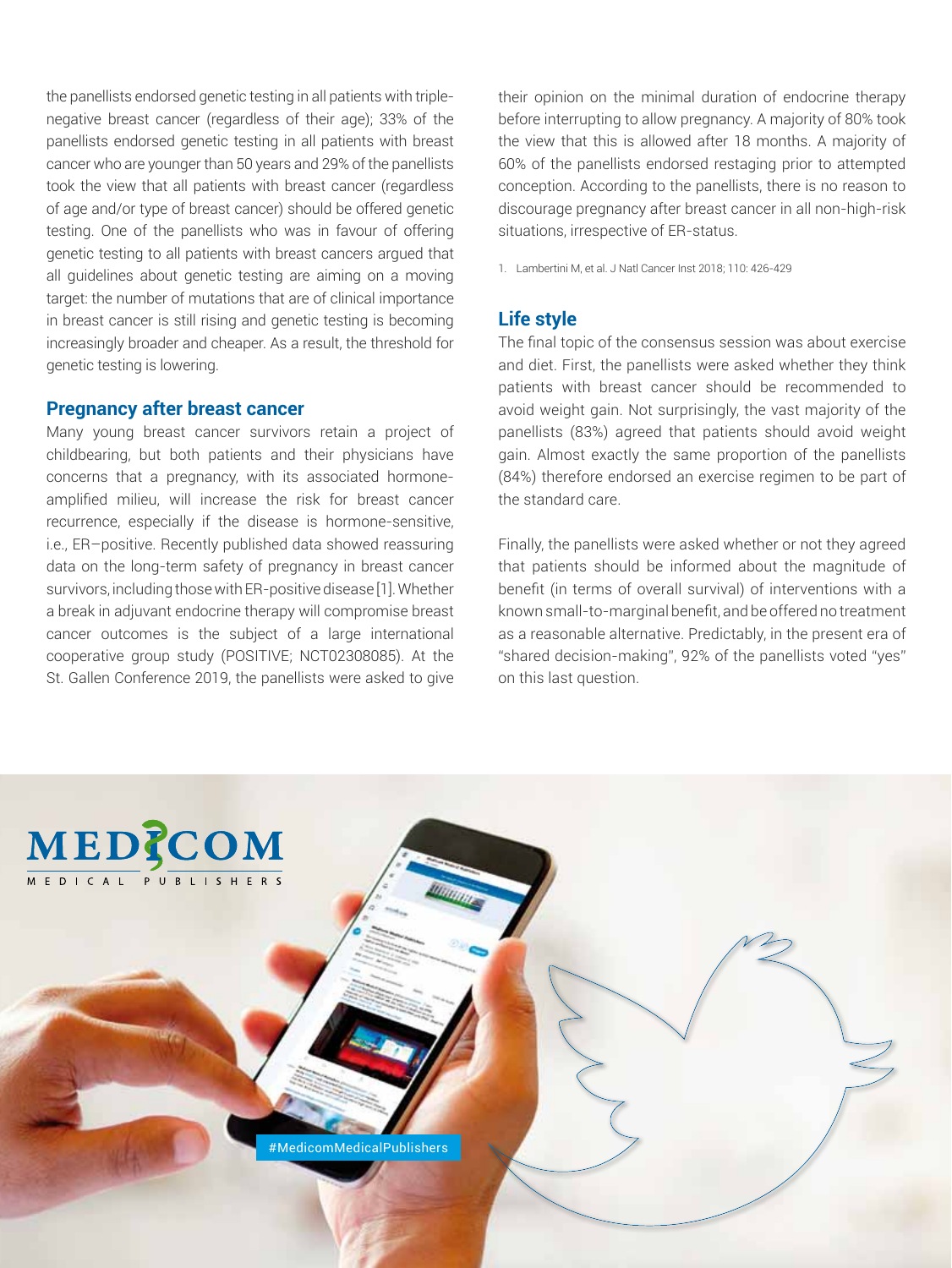the panellists endorsed genetic testing in all patients with triple-negative breast cancer (regardless of their age); 33% of the panellists endorsed genetic testing in all patients with breast cancer who are younger than 50 years and 29% of the panellists took the view that all patients with breast cancer (regardless of age and/or type of breast cancer) should be offered genetic testing. One of the panellists who was in favour of offering genetic testing to all patients with breast cancers argued that all guidelines about genetic testing are aiming on a moving target: the number of mutations that are of clinical importance in breast cancer is still rising and genetic testing is becoming increasingly broader and cheaper. As a result, the threshold for genetic testing is lowering.

## Pregnancy after breast cancer

Many young breast cancer survivors retain a project of childbearing, but both patients and their physicians have concerns that a pregnancy, with its associated hormone-amplified milieu, will increase the risk for breast cancer recurrence, especially if the disease is hormone-sensitive, i.e., ER–positive. Recently published data showed reassuring data on the long-term safety of pregnancy in breast cancer survivors, including those with ER-positive disease [1]. Whether a break in adjuvant endocrine therapy will compromise breast cancer outcomes is the subject of a large international cooperative group study (POSITIVE; NCT02308085). At the St. Gallen Conference 2019, the panellists were asked to give their opinion on the minimal duration of endocrine therapy before interrupting to allow pregnancy. A majority of 80% took the view that this is allowed after 18 months. A majority of 60% of the panellists endorsed restaging prior to attempted conception. According to the panellists, there is no reason to discourage pregnancy after breast cancer in all non-high-risk situations, irrespective of ER-status.

1. Lambertini M, et al. J Natl Cancer Inst 2018; 110: 426-429

## Life style

The final topic of the consensus session was about exercise and diet. First, the panellists were asked whether they think patients with breast cancer should be recommended to avoid weight gain. Not surprisingly, the vast majority of the panellists (83%) agreed that patients should avoid weight gain. Almost exactly the same proportion of the panellists (84%) therefore endorsed an exercise regimen to be part of the standard care.

Finally, the panellists were asked whether or not they agreed that patients should be informed about the magnitude of benefit (in terms of overall survival) of interventions with a known small-to-marginal benefit, and be offered no treatment as a reasonable alternative. Predictably, in the present era of "shared decision-making", 92% of the panellists voted "yes" on this last question.

MEDICOM MEDICAL PUBLISHERS

#MedicomMedicalPublishers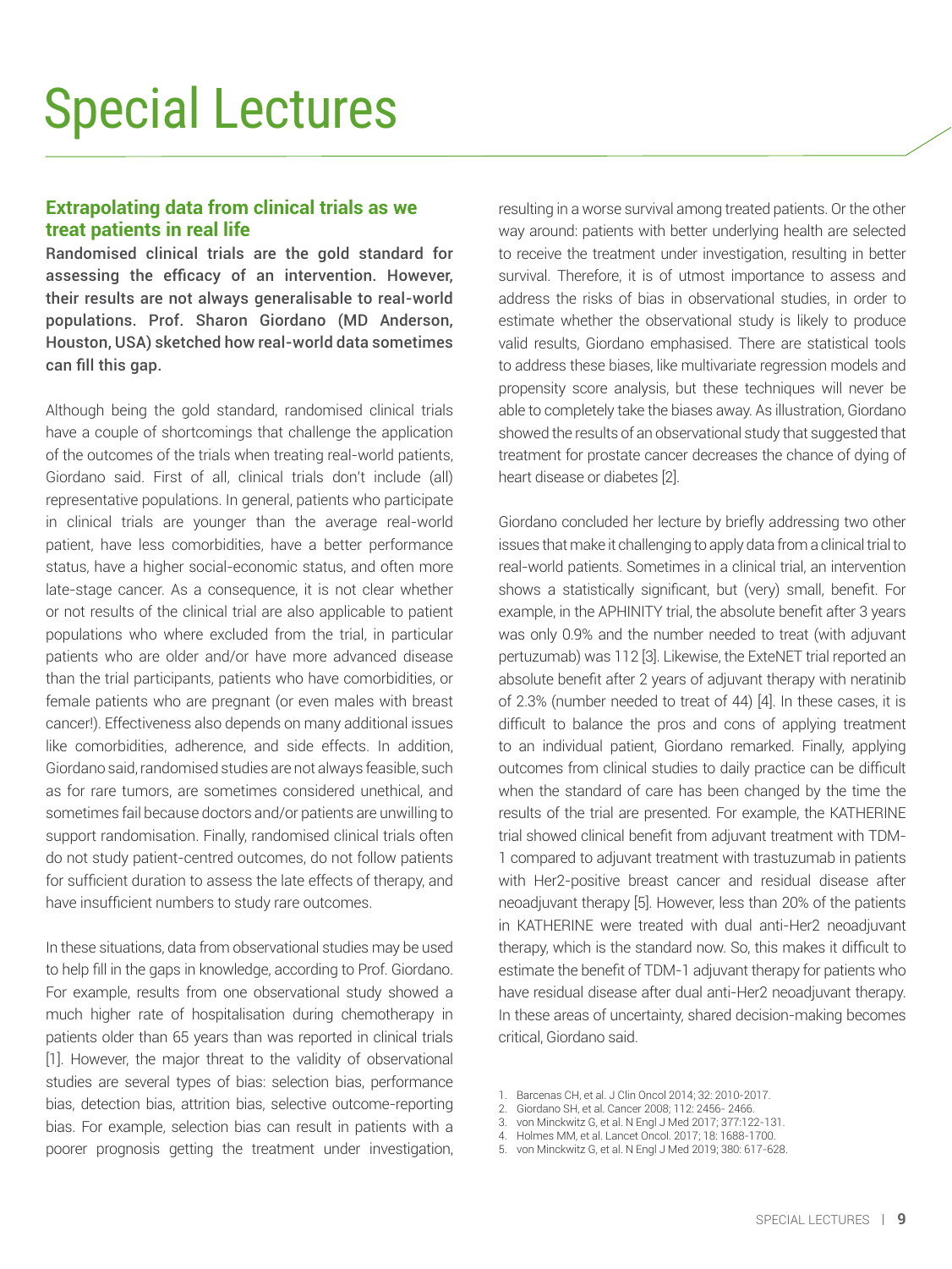# Special Lectures

## Extrapolating data from clinical trials as we treat patients in real life

**Randomised clinical trials are the gold standard for assessing the efficacy of an intervention. However, their results are not always generalisable to real-world populations. Prof. Sharon Giordano (MD Anderson, Houston, USA) sketched how real-world data sometimes can fill this gap.**

Although being the gold standard, randomised clinical trials have a couple of shortcomings that challenge the application of the outcomes of the trials when treating real-world patients, Giordano said. First of all, clinical trials don't include (all) representative populations. In general, patients who participate in clinical trials are younger than the average real-world patient, have less comorbidities, have a better performance status, have a higher social-economic status, and often more late-stage cancer. As a consequence, it is not clear whether or not results of the clinical trial are also applicable to patient populations who where excluded from the trial, in particular patients who are older and/or have more advanced disease than the trial participants, patients who have comorbidities, or female patients who are pregnant (or even males with breast cancer!). Effectiveness also depends on many additional issues like comorbidities, adherence, and side effects. In addition, Giordano said, randomised studies are not always feasible, such as for rare tumors, are sometimes considered unethical, and sometimes fail because doctors and/or patients are unwilling to support randomisation. Finally, randomised clinical trials often do not study patient-centred outcomes, do not follow patients for sufficient duration to assess the late effects of therapy, and have insufficient numbers to study rare outcomes.

In these situations, data from observational studies may be used to help fill in the gaps in knowledge, according to Prof. Giordano. For example, results from one observational study showed a much higher rate of hospitalisation during chemotherapy in patients older than 65 years than was reported in clinical trials [1]. However, the major threat to the validity of observational studies are several types of bias: selection bias, performance bias, detection bias, attrition bias, selective outcome-reporting bias. For example, selection bias can result in patients with a poorer prognosis getting the treatment under investigation, resulting in a worse survival among treated patients. Or the other way around: patients with better underlying health are selected to receive the treatment under investigation, resulting in better survival. Therefore, it is of utmost importance to assess and address the risks of bias in observational studies, in order to estimate whether the observational study is likely to produce valid results, Giordano emphasised. There are statistical tools to address these biases, like multivariate regression models and propensity score analysis, but these techniques will never be able to completely take the biases away. As illustration, Giordano showed the results of an observational study that suggested that treatment for prostate cancer decreases the chance of dying of heart disease or diabetes [2].

Giordano concluded her lecture by briefly addressing two other issues that make it challenging to apply data from a clinical trial to real-world patients. Sometimes in a clinical trial, an intervention shows a statistically significant, but (very) small, benefit. For example, in the APHINITY trial, the absolute benefit after 3 years was only 0.9% and the number needed to treat (with adjuvant pertuzumab) was 112 [3]. Likewise, the ExteNET trial reported an absolute benefit after 2 years of adjuvant therapy with neratinib of 2.3% (number needed to treat of 44) [4]. In these cases, it is difficult to balance the pros and cons of applying treatment to an individual patient, Giordano remarked. Finally, applying outcomes from clinical studies to daily practice can be difficult when the standard of care has been changed by the time the results of the trial are presented. For example, the KATHERINE trial showed clinical benefit from adjuvant treatment with TDM-1 compared to adjuvant treatment with trastuzumab in patients with Her2-positive breast cancer and residual disease after neoadjuvant therapy [5]. However, less than 20% of the patients in KATHERINE were treated with dual anti-Her2 neoadjuvant therapy, which is the standard now. So, this makes it difficult to estimate the benefit of TDM-1 adjuvant therapy for patients who have residual disease after dual anti-Her2 neoadjuvant therapy. In these areas of uncertainty, shared decision-making becomes critical, Giordano said.

1. Barcenas CH, et al. J Clin Oncol 2014; 32: 2010-2017.
2. Giordano SH, et al. Cancer 2008; 112: 2456- 2466.
3. von Minckwitz G, et al. N Engl J Med 2017; 377:122-131.
4. Holmes MM, et al. Lancet Oncol. 2017; 18: 1688-1700.
5. von Minckwitz G, et al. N Engl J Med 2019; 380: 617-628.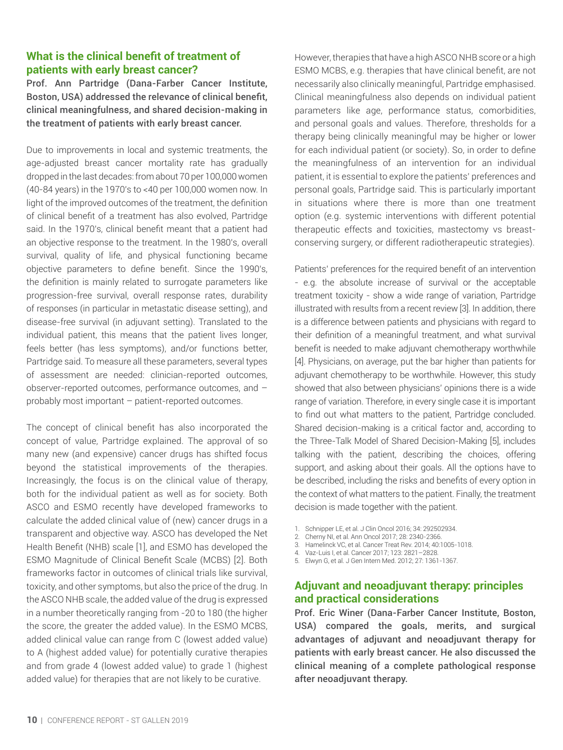## What is the clinical benefit of treatment of patients with early breast cancer?

**Prof. Ann Partridge (Dana-Farber Cancer Institute, Boston, USA) addressed the relevance of clinical benefit, clinical meaningfulness, and shared decision-making in the treatment of patients with early breast cancer.**

Due to improvements in local and systemic treatments, the age-adjusted breast cancer mortality rate has gradually dropped in the last decades: from about 70 per 100,000 women (40-84 years) in the 1970's to <40 per 100,000 women now. In light of the improved outcomes of the treatment, the definition of clinical benefit of a treatment has also evolved, Partridge said. In the 1970's, clinical benefit meant that a patient had an objective response to the treatment. In the 1980's, overall survival, quality of life, and physical functioning became objective parameters to define benefit. Since the 1990's, the definition is mainly related to surrogate parameters like progression-free survival, overall response rates, durability of responses (in particular in metastatic disease setting), and disease-free survival (in adjuvant setting). Translated to the individual patient, this means that the patient lives longer, feels better (has less symptoms), and/or functions better, Partridge said. To measure all these parameters, several types of assessment are needed: clinician-reported outcomes, observer-reported outcomes, performance outcomes, and – probably most important – patient-reported outcomes.

The concept of clinical benefit has also incorporated the concept of value, Partridge explained. The approval of so many new (and expensive) cancer drugs has shifted focus beyond the statistical improvements of the therapies. Increasingly, the focus is on the clinical value of therapy, both for the individual patient as well as for society. Both ASCO and ESMO recently have developed frameworks to calculate the added clinical value of (new) cancer drugs in a transparent and objective way. ASCO has developed the Net Health Benefit (NHB) scale [1], and ESMO has developed the ESMO Magnitude of Clinical Benefit Scale (MCBS) [2]. Both frameworks factor in outcomes of clinical trials like survival, toxicity, and other symptoms, but also the price of the drug. In the ASCO NHB scale, the added value of the drug is expressed in a number theoretically ranging from -20 to 180 (the higher the score, the greater the added value). In the ESMO MCBS, added clinical value can range from C (lowest added value) to A (highest added value) for potentially curative therapies and from grade 4 (lowest added value) to grade 1 (highest added value) for therapies that are not likely to be curative.

However, therapies that have a high ASCO NHB score or a high ESMO MCBS, e.g. therapies that have clinical benefit, are not necessarily also clinically meaningful, Partridge emphasised. Clinical meaningfulness also depends on individual patient parameters like age, performance status, comorbidities, and personal goals and values. Therefore, thresholds for a therapy being clinically meaningful may be higher or lower for each individual patient (or society). So, in order to define the meaningfulness of an intervention for an individual patient, it is essential to explore the patients' preferences and personal goals, Partridge said. This is particularly important in situations where there is more than one treatment option (e.g. systemic interventions with different potential therapeutic effects and toxicities, mastectomy vs breast-conserving surgery, or different radiotherapeutic strategies).

Patients' preferences for the required benefit of an intervention - e.g. the absolute increase of survival or the acceptable treatment toxicity - show a wide range of variation, Partridge illustrated with results from a recent review [3]. In addition, there is a difference between patients and physicians with regard to their definition of a meaningful treatment, and what survival benefit is needed to make adjuvant chemotherapy worthwhile [4]. Physicians, on average, put the bar higher than patients for adjuvant chemotherapy to be worthwhile. However, this study showed that also between physicians' opinions there is a wide range of variation. Therefore, in every single case it is important to find out what matters to the patient, Partridge concluded. Shared decision-making is a critical factor and, according to the Three-Talk Model of Shared Decision-Making [5], includes talking with the patient, describing the choices, offering support, and asking about their goals. All the options have to be described, including the risks and benefits of every option in the context of what matters to the patient. Finally, the treatment decision is made together with the patient.

1. Schnipper LE, et al. J Clin Oncol 2016; 34: 292502934.
2. Cherny NI, et al. Ann Oncol 2017; 28: 2340-2366.
3. Hamelinck VC, et al. Cancer Treat Rev. 2014; 40:1005-1018.
4. Vaz-Luis I, et al. Cancer 2017; 123: 2821–2828.
5. Elwyn G, et al. J Gen Intern Med. 2012; 27: 1361-1367.

## Adjuvant and neoadjuvant therapy: principles and practical considerations

**Prof. Eric Winer (Dana-Farber Cancer Institute, Boston, USA) compared the goals, merits, and surgical advantages of adjuvant and neoadjuvant therapy for patients with early breast cancer. He also discussed the clinical meaning of a complete pathological response after neoadjuvant therapy.**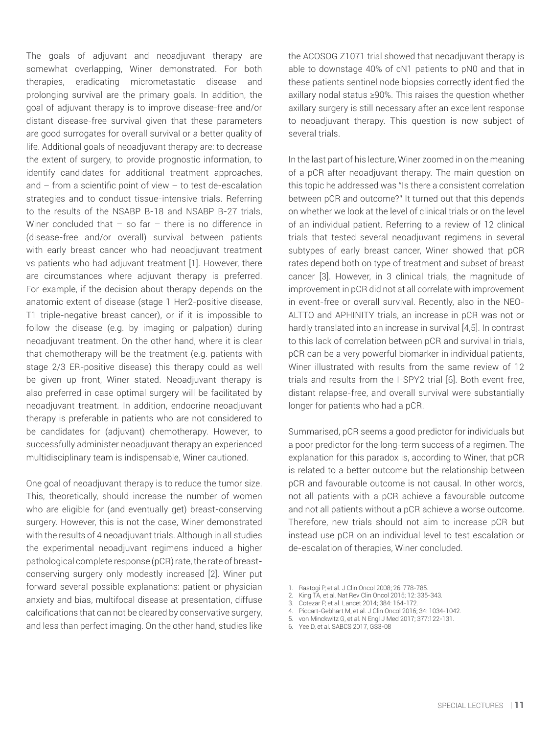The goals of adjuvant and neoadjuvant therapy are somewhat overlapping, Winer demonstrated. For both therapies, eradicating micrometastatic disease and prolonging survival are the primary goals. In addition, the goal of adjuvant therapy is to improve disease-free and/or distant disease-free survival given that these parameters are good surrogates for overall survival or a better quality of life. Additional goals of neoadjuvant therapy are: to decrease the extent of surgery, to provide prognostic information, to identify candidates for additional treatment approaches, and – from a scientific point of view – to test de-escalation strategies and to conduct tissue-intensive trials. Referring to the results of the NSABP B-18 and NSABP B-27 trials, Winer concluded that – so far – there is no difference in (disease-free and/or overall) survival between patients with early breast cancer who had neoadjuvant treatment vs patients who had adjuvant treatment [1]. However, there are circumstances where adjuvant therapy is preferred. For example, if the decision about therapy depends on the anatomic extent of disease (stage 1 Her2-positive disease, T1 triple-negative breast cancer), or if it is impossible to follow the disease (e.g. by imaging or palpation) during neoadjuvant treatment. On the other hand, where it is clear that chemotherapy will be the treatment (e.g. patients with stage 2/3 ER-positive disease) this therapy could as well be given up front, Winer stated. Neoadjuvant therapy is also preferred in case optimal surgery will be facilitated by neoadjuvant treatment. In addition, endocrine neoadjuvant therapy is preferable in patients who are not considered to be candidates for (adjuvant) chemotherapy. However, to successfully administer neoadjuvant therapy an experienced multidisciplinary team is indispensable, Winer cautioned.

One goal of neoadjuvant therapy is to reduce the tumor size. This, theoretically, should increase the number of women who are eligible for (and eventually get) breast-conserving surgery. However, this is not the case, Winer demonstrated with the results of 4 neoadjuvant trials. Although in all studies the experimental neoadjuvant regimens induced a higher pathological complete response (pCR) rate, the rate of breast-conserving surgery only modestly increased [2]. Winer put forward several possible explanations: patient or physician anxiety and bias, multifocal disease at presentation, diffuse calcifications that can not be cleared by conservative surgery, and less than perfect imaging. On the other hand, studies like the ACOSOG Z1071 trial showed that neoadjuvant therapy is able to downstage 40% of cN1 patients to pN0 and that in these patients sentinel node biopsies correctly identified the axillary nodal status ≥90%. This raises the question whether axillary surgery is still necessary after an excellent response to neoadjuvant therapy. This question is now subject of several trials.

In the last part of his lecture, Winer zoomed in on the meaning of a pCR after neoadjuvant therapy. The main question on this topic he addressed was "Is there a consistent correlation between pCR and outcome?" It turned out that this depends on whether we look at the level of clinical trials or on the level of an individual patient. Referring to a review of 12 clinical trials that tested several neoadjuvant regimens in several subtypes of early breast cancer, Winer showed that pCR rates depend both on type of treatment and subset of breast cancer [3]. However, in 3 clinical trials, the magnitude of improvement in pCR did not at all correlate with improvement in event-free or overall survival. Recently, also in the NEO-ALTTO and APHINITY trials, an increase in pCR was not or hardly translated into an increase in survival [4,5]. In contrast to this lack of correlation between pCR and survival in trials, pCR can be a very powerful biomarker in individual patients, Winer illustrated with results from the same review of 12 trials and results from the I-SPY2 trial [6]. Both event-free, distant relapse-free, and overall survival were substantially longer for patients who had a pCR.

Summarised, pCR seems a good predictor for individuals but a poor predictor for the long-term success of a regimen. The explanation for this paradox is, according to Winer, that pCR is related to a better outcome but the relationship between pCR and favourable outcome is not causal. In other words, not all patients with a pCR achieve a favourable outcome and not all patients without a pCR achieve a worse outcome. Therefore, new trials should not aim to increase pCR but instead use pCR on an individual level to test escalation or de-escalation of therapies, Winer concluded.

1. Rastogi P, et al. J Clin Oncol 2008; 26: 778-785.
2. King TA, et al. Nat Rev Clin Oncol 2015; 12: 335-343.
3. Cotezar P, et al. Lancet 2014; 384: 164-172.
4. Piccart-Gebhart M, et al. J Clin Oncol 2016; 34: 1034-1042.
5. von Minckwitz G, et al. N Engl J Med 2017; 377:122-131.
6. Yee D, et al. SABCS 2017, GS3-08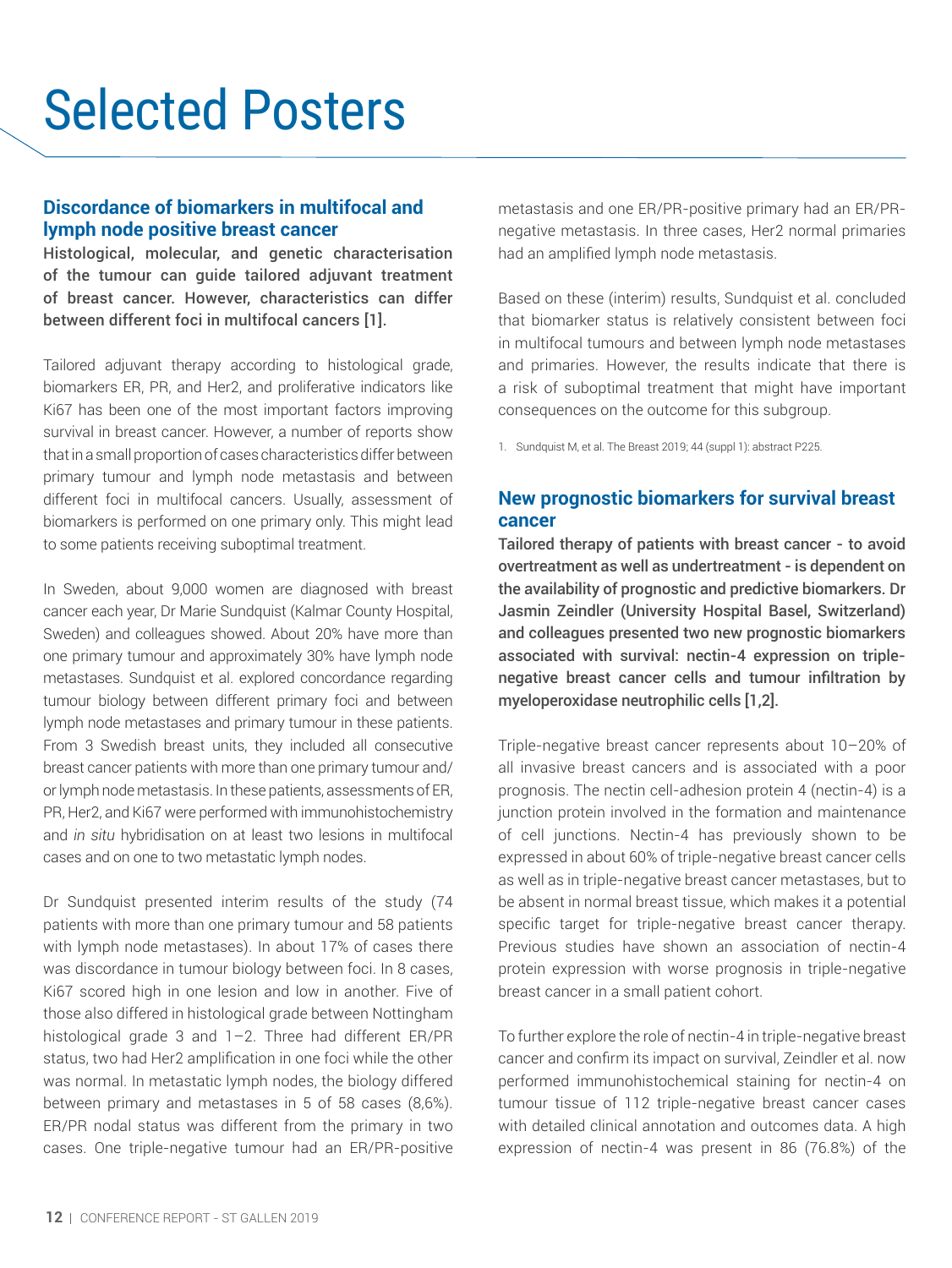# Selected Posters

## Discordance of biomarkers in multifocal and lymph node positive breast cancer

**Histological, molecular, and genetic characterisation of the tumour can guide tailored adjuvant treatment of breast cancer. However, characteristics can differ between different foci in multifocal cancers [1].**

Tailored adjuvant therapy according to histological grade, biomarkers ER, PR, and Her2, and proliferative indicators like Ki67 has been one of the most important factors improving survival in breast cancer. However, a number of reports show that in a small proportion of cases characteristics differ between primary tumour and lymph node metastasis and between different foci in multifocal cancers. Usually, assessment of biomarkers is performed on one primary only. This might lead to some patients receiving suboptimal treatment.

In Sweden, about 9,000 women are diagnosed with breast cancer each year, Dr Marie Sundquist (Kalmar County Hospital, Sweden) and colleagues showed. About 20% have more than one primary tumour and approximately 30% have lymph node metastases. Sundquist et al. explored concordance regarding tumour biology between different primary foci and between lymph node metastases and primary tumour in these patients. From 3 Swedish breast units, they included all consecutive breast cancer patients with more than one primary tumour and/or lymph node metastasis. In these patients, assessments of ER, PR, Her2, and Ki67 were performed with immunohistochemistry and *in situ* hybridisation on at least two lesions in multifocal cases and on one to two metastatic lymph nodes.

Dr Sundquist presented interim results of the study (74 patients with more than one primary tumour and 58 patients with lymph node metastases). In about 17% of cases there was discordance in tumour biology between foci. In 8 cases, Ki67 scored high in one lesion and low in another. Five of those also differed in histological grade between Nottingham histological grade 3 and 1–2. Three had different ER/PR status, two had Her2 amplification in one foci while the other was normal. In metastatic lymph nodes, the biology differed between primary and metastases in 5 of 58 cases (8,6%). ER/PR nodal status was different from the primary in two cases. One triple-negative tumour had an ER/PR-positive metastasis and one ER/PR-positive primary had an ER/PR-negative metastasis. In three cases, Her2 normal primaries had an amplified lymph node metastasis.

Based on these (interim) results, Sundquist et al. concluded that biomarker status is relatively consistent between foci in multifocal tumours and between lymph node metastases and primaries. However, the results indicate that there is a risk of suboptimal treatment that might have important consequences on the outcome for this subgroup.

1. Sundquist M, et al. The Breast 2019; 44 (suppl 1): abstract P225.

## New prognostic biomarkers for survival breast cancer

**Tailored therapy of patients with breast cancer - to avoid overtreatment as well as undertreatment - is dependent on the availability of prognostic and predictive biomarkers. Dr Jasmin Zeindler (University Hospital Basel, Switzerland) and colleagues presented two new prognostic biomarkers associated with survival: nectin-4 expression on triple-negative breast cancer cells and tumour infiltration by myeloperoxidase neutrophilic cells [1,2].**

Triple-negative breast cancer represents about 10–20% of all invasive breast cancers and is associated with a poor prognosis. The nectin cell-adhesion protein 4 (nectin-4) is a junction protein involved in the formation and maintenance of cell junctions. Nectin-4 has previously shown to be expressed in about 60% of triple-negative breast cancer cells as well as in triple-negative breast cancer metastases, but to be absent in normal breast tissue, which makes it a potential specific target for triple-negative breast cancer therapy. Previous studies have shown an association of nectin-4 protein expression with worse prognosis in triple-negative breast cancer in a small patient cohort.

To further explore the role of nectin-4 in triple-negative breast cancer and confirm its impact on survival, Zeindler et al. now performed immunohistochemical staining for nectin-4 on tumour tissue of 112 triple-negative breast cancer cases with detailed clinical annotation and outcomes data. A high expression of nectin-4 was present in 86 (76.8%) of the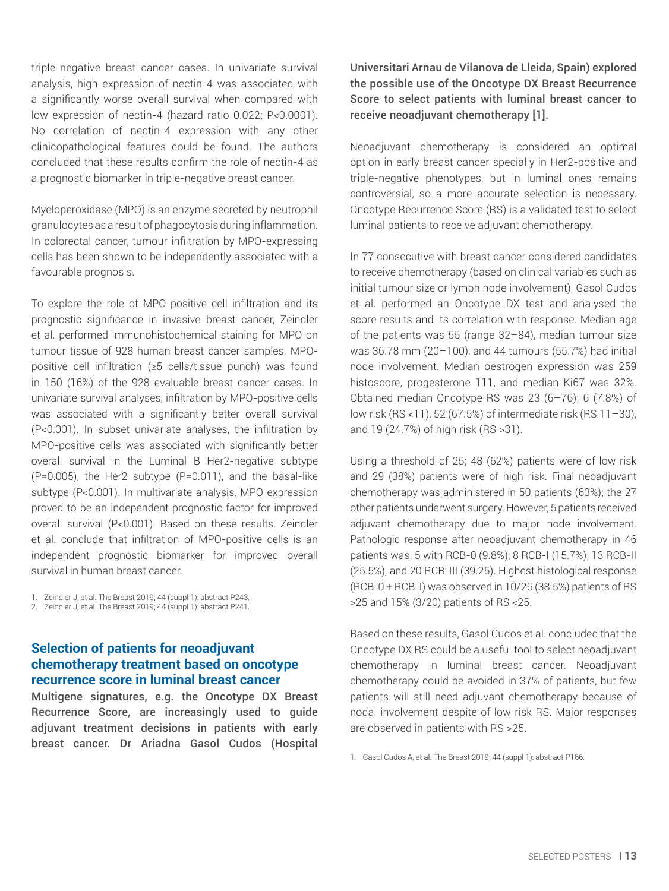triple-negative breast cancer cases. In univariate survival analysis, high expression of nectin-4 was associated with a significantly worse overall survival when compared with low expression of nectin-4 (hazard ratio 0.022; P<0.0001). No correlation of nectin-4 expression with any other clinicopathological features could be found. The authors concluded that these results confirm the role of nectin-4 as a prognostic biomarker in triple-negative breast cancer.

Myeloperoxidase (MPO) is an enzyme secreted by neutrophil granulocytes as a result of phagocytosis during inflammation. In colorectal cancer, tumour infiltration by MPO-expressing cells has been shown to be independently associated with a favourable prognosis.

To explore the role of MPO-positive cell infiltration and its prognostic significance in invasive breast cancer, Zeindler et al. performed immunohistochemical staining for MPO on tumour tissue of 928 human breast cancer samples. MPO-positive cell infiltration (≥5 cells/tissue punch) was found in 150 (16%) of the 928 evaluable breast cancer cases. In univariate survival analyses, infiltration by MPO-positive cells was associated with a significantly better overall survival (P<0.001). In subset univariate analyses, the infiltration by MPO-positive cells was associated with significantly better overall survival in the Luminal B Her2-negative subtype (P=0.005), the Her2 subtype (P=0.011), and the basal-like subtype (P<0.001). In multivariate analysis, MPO expression proved to be an independent prognostic factor for improved overall survival (P<0.001). Based on these results, Zeindler et al. conclude that infiltration of MPO-positive cells is an independent prognostic biomarker for improved overall survival in human breast cancer.

1. Zeindler J, et al. The Breast 2019; 44 (suppl 1): abstract P243.
2. Zeindler J, et al. The Breast 2019; 44 (suppl 1): abstract P241.

## Selection of patients for neoadjuvant chemotherapy treatment based on oncotype recurrence score in luminal breast cancer

**Multigene signatures, e.g. the Oncotype DX Breast Recurrence Score, are increasingly used to guide adjuvant treatment decisions in patients with early breast cancer. Dr Ariadna Gasol Cudos (Hospital Universitari Arnau de Vilanova de Lleida, Spain) explored the possible use of the Oncotype DX Breast Recurrence Score to select patients with luminal breast cancer to receive neoadjuvant chemotherapy [1].**

Neoadjuvant chemotherapy is considered an optimal option in early breast cancer specially in Her2-positive and triple-negative phenotypes, but in luminal ones remains controversial, so a more accurate selection is necessary. Oncotype Recurrence Score (RS) is a validated test to select luminal patients to receive adjuvant chemotherapy.

In 77 consecutive with breast cancer considered candidates to receive chemotherapy (based on clinical variables such as initial tumour size or lymph node involvement), Gasol Cudos et al. performed an Oncotype DX test and analysed the score results and its correlation with response. Median age of the patients was 55 (range 32–84), median tumour size was 36.78 mm (20–100), and 44 tumours (55.7%) had initial node involvement. Median oestrogen expression was 259 histoscore, progesterone 111, and median Ki67 was 32%. Obtained median Oncotype RS was 23 (6–76); 6 (7.8%) of low risk (RS <11), 52 (67.5%) of intermediate risk (RS 11–30), and 19 (24.7%) of high risk (RS >31).

Using a threshold of 25; 48 (62%) patients were of low risk and 29 (38%) patients were of high risk. Final neoadjuvant chemotherapy was administered in 50 patients (63%); the 27 other patients underwent surgery. However, 5 patients received adjuvant chemotherapy due to major node involvement. Pathologic response after neoadjuvant chemotherapy in 46 patients was: 5 with RCB-0 (9.8%); 8 RCB-I (15.7%); 13 RCB-II (25.5%), and 20 RCB-III (39.25). Highest histological response (RCB-0 + RCB-I) was observed in 10/26 (38.5%) patients of RS >25 and 15% (3/20) patients of RS <25.

Based on these results, Gasol Cudos et al. concluded that the Oncotype DX RS could be a useful tool to select neoadjuvant chemotherapy in luminal breast cancer. Neoadjuvant chemotherapy could be avoided in 37% of patients, but few patients will still need adjuvant chemotherapy because of nodal involvement despite of low risk RS. Major responses are observed in patients with RS >25.

1. Gasol Cudos A, et al. The Breast 2019; 44 (suppl 1): abstract P166.